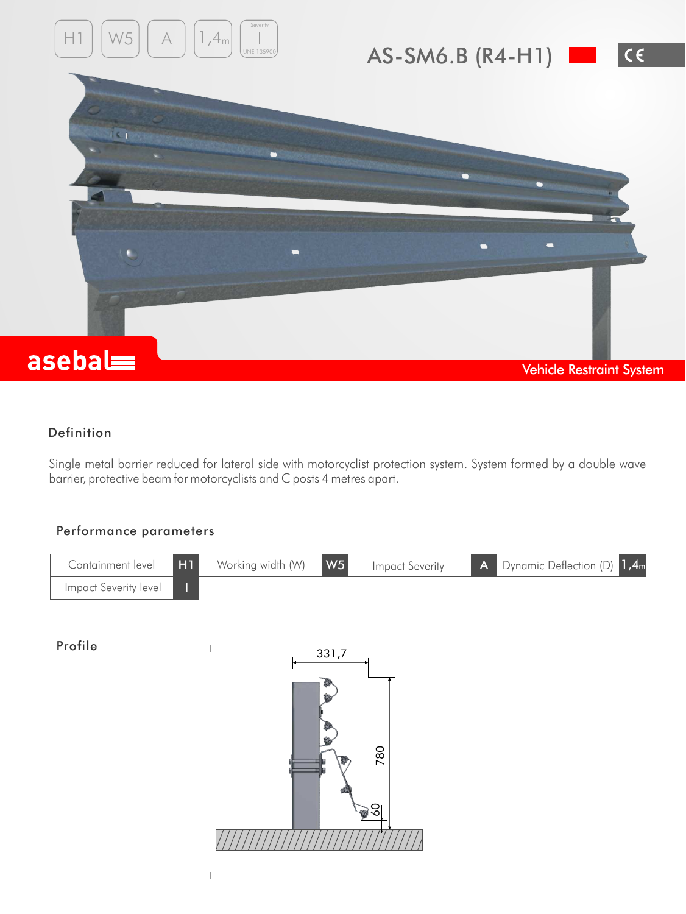# AS-SM6.B (R4-H1)

asebal

Vehicle Restraint System

## Definition

Single metal barrier reduced for lateral side with motorcyclist protection system. System formed by a double wave barrier, protective beam for motorcyclists and C posts 4 metres apart.

## Performance parameters

| Containment level | H1 | Working width (W) | W5 | Impact Severity | A | Dynamic Deflection (D) | 1,4m |
|---|---|---|---|---|---|---|---|
| Impact Severity level | I | | | | | | |

## Profile

331,7

780

60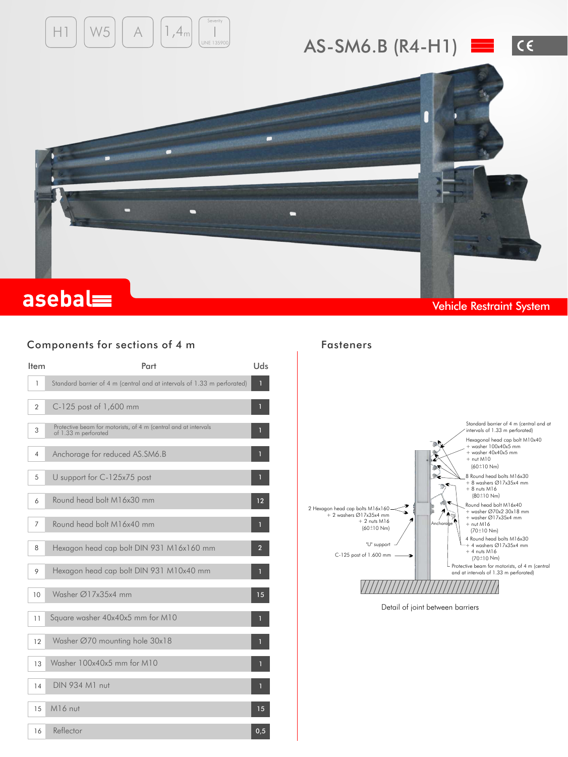H1 W5 A 1,4m Severity I UNE 135900

# AS-SM6.B (R4-H1)

asebal

Vehicle Restraint System

## Components for sections of 4 m

| Item | Part | Uds |
|---|---|---|
| 1 | Standard barrier of 4 m (central and at intervals of 1.33 m perforated) | 1 |
| 2 | C-125 post of 1,600 mm | 1 |
| 3 | Protective beam for motorists, of 4 m (central and at intervals of 1.33 m perforated | 1 |
| 4 | Anchorage for reduced AS.SM6.B | 1 |
| 5 | U support for C-125x75 post | 1 |
| 6 | Round head bolt M16x30 mm | 12 |
| 7 | Round head bolt M16x40 mm | 1 |
| 8 | Hexagon head cap bolt DIN 931 M16x160 mm | 2 |
| 9 | Hexagon head cap bolt DIN 931 M10x40 mm | 1 |
| 10 | Washer Ø17x35x4 mm | 15 |
| 11 | Square washer 40x40x5 mm for M10 | 1 |
| 12 | Washer Ø70 mounting hole 30x18 | 1 |
| 13 | Washer 100x40x5 mm for M10 | 1 |
| 14 | DIN 934 M1 nut | 1 |
| 15 | M16 nut | 15 |
| 16 | Reflector | 0,5 |

## Fasteners

Standard barrier of 4 m (central and at intervals of 1.33 m perforated)

Hexagonal head cap bolt M10x40
+ washer 100x40x5 mm
+ washer 40x40x5 mm
+ nut M10
(60±10 Nm)

8 Round head bolts M16x30
+ 8 washers Ø17x35x4 mm
+ 8 nuts M16
(80±10 Nm)

2 Hexagon head cap bolts M16x160
+ 2 washers Ø17x35x4 mm
+ 2 nuts M16
(60±10 Nm)

Round head bolt M16x40
+ washer Ø70x2 30x18 mm
+ washer Ø17x35x4 mm
+ nut M16
(70±10 Nm)

Anchorage

'U' support

4 Round head bolts M16x30
+ 4 washers Ø17x35x4 mm
+ 4 nuts M16
(70±10 Nm)

C-125 post of 1.600 mm

Protective beam for motorists, of 4 m (central and at intervals of 1.33 m perforated)

Detail of joint between barriers